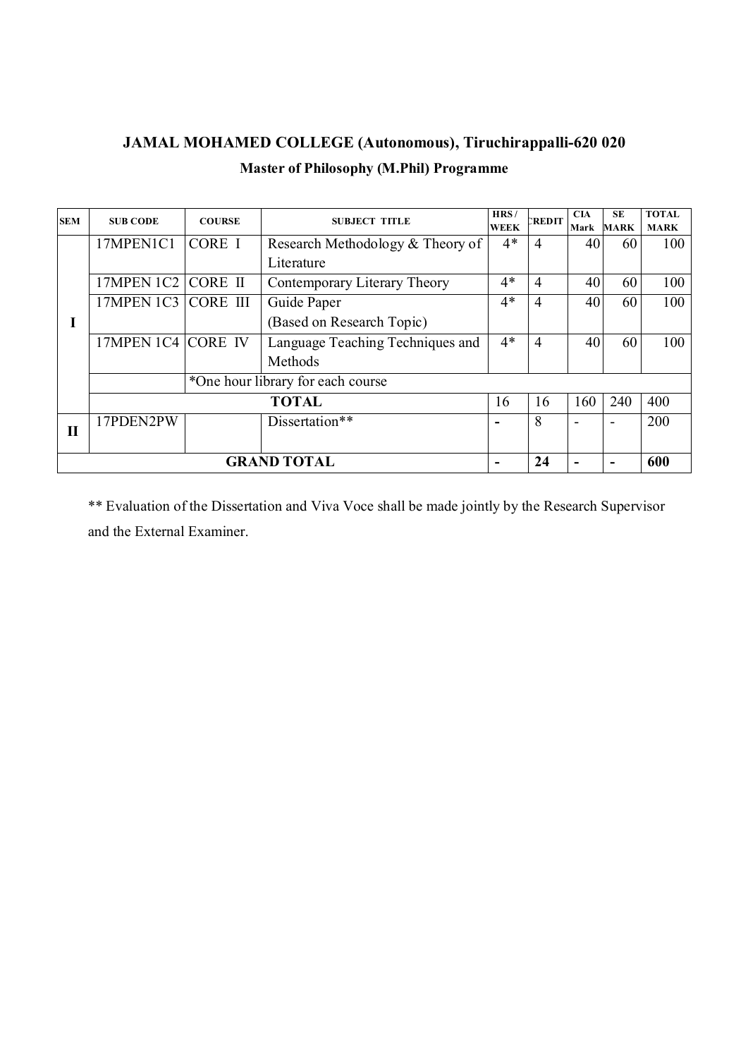# JAMAL MOHAMED COLLEGE (Autonomous), Tiruchirappalli-620 020

## Master of Philosophy (M.Phil) Programme

| SEM | SUB CODE | COURSE | SUBJECT TITLE | HRS / WEEK | CREDIT | CIA Mark | SE MARK | TOTAL MARK |
|---|---|---|---|---|---|---|---|---|
| I | 17MPEN1C1 | CORE I | Research Methodology & Theory of Literature | 4* | 4 | 40 | 60 | 100 |
| | 17MPEN 1C2 | CORE II | Contemporary Literary Theory | 4* | 4 | 40 | 60 | 100 |
| | 17MPEN 1C3 | CORE III | Guide Paper (Based on Research Topic) | 4* | 4 | 40 | 60 | 100 |
| | 17MPEN 1C4 | CORE IV | Language Teaching Techniques and Methods | 4* | 4 | 40 | 60 | 100 |
| | | *One hour library for each course | | | | | | |
| | **TOTAL** | | | 16 | 16 | 160 | 240 | 400 |
| II | 17PDEN2PW | | Dissertation** | - | 8 | - | - | 200 |
| **GRAND TOTAL** | | | | - | **24** | - | - | **600** |

** Evaluation of the Dissertation and Viva Voce shall be made jointly by the Research Supervisor and the External Examiner.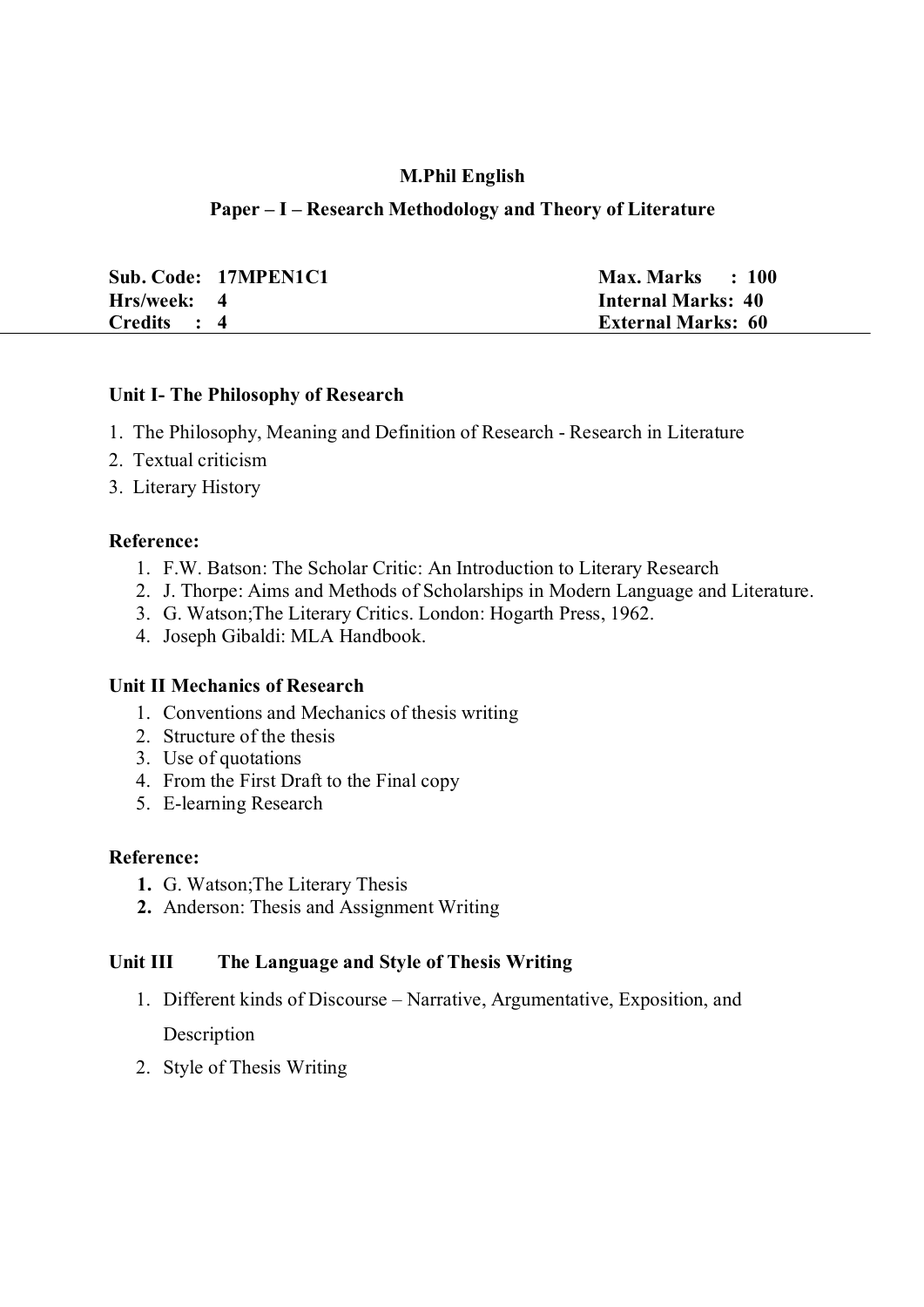**M.Phil English**

**Paper – I – Research Methodology and Theory of Literature**

| | |
|---|---|
| **Sub. Code: 17MPEN1C1** | **Max. Marks : 100** |
| **Hrs/week: 4** | **Internal Marks: 40** |
| **Credits : 4** | **External Marks: 60** |

**Unit I- The Philosophy of Research**

1. The Philosophy, Meaning and Definition of Research - Research in Literature
2. Textual criticism
3. Literary History

**Reference:**

1. F.W. Batson: The Scholar Critic: An Introduction to Literary Research
2. J. Thorpe: Aims and Methods of Scholarships in Modern Language and Literature.
3. G. Watson;The Literary Critics. London: Hogarth Press, 1962.
4. Joseph Gibaldi: MLA Handbook.

**Unit II Mechanics of Research**

1. Conventions and Mechanics of thesis writing
2. Structure of the thesis
3. Use of quotations
4. From the First Draft to the Final copy
5. E-learning Research

**Reference:**

1. G. Watson;The Literary Thesis
2. Anderson: Thesis and Assignment Writing

**Unit III The Language and Style of Thesis Writing**

1. Different kinds of Discourse – Narrative, Argumentative, Exposition, and Description
2. Style of Thesis Writing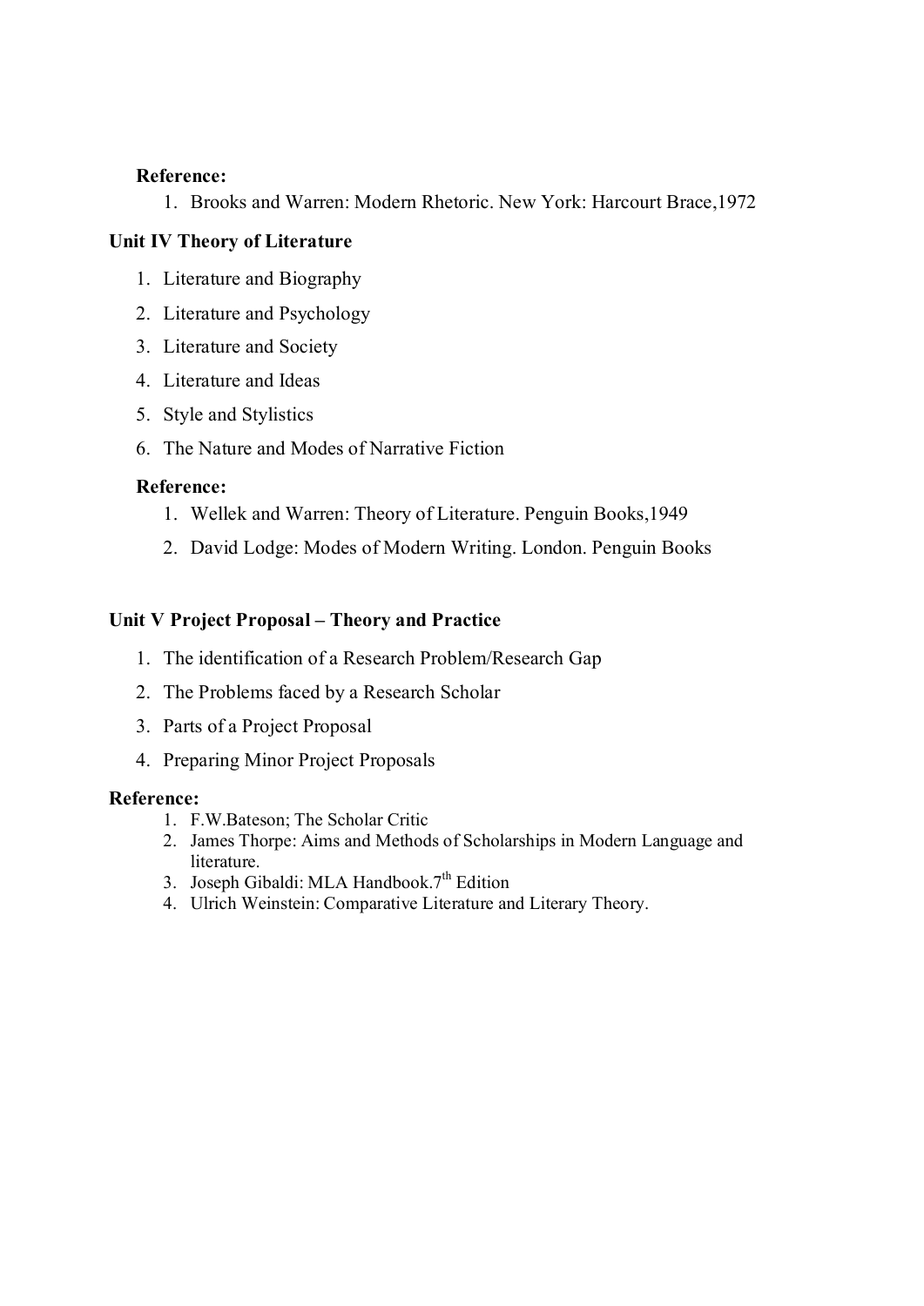**Reference:**

1. Brooks and Warren: Modern Rhetoric. New York: Harcourt Brace,1972

**Unit IV Theory of Literature**

1. Literature and Biography
2. Literature and Psychology
3. Literature and Society
4. Literature and Ideas
5. Style and Stylistics
6. The Nature and Modes of Narrative Fiction

**Reference:**

1. Wellek and Warren: Theory of Literature. Penguin Books,1949
2. David Lodge: Modes of Modern Writing. London. Penguin Books

**Unit V Project Proposal – Theory and Practice**

1. The identification of a Research Problem/Research Gap
2. The Problems faced by a Research Scholar
3. Parts of a Project Proposal
4. Preparing Minor Project Proposals

**Reference:**

1. F.W.Bateson; The Scholar Critic
2. James Thorpe: Aims and Methods of Scholarships in Modern Language and literature.
3. Joseph Gibaldi: MLA Handbook.7th Edition
4. Ulrich Weinstein: Comparative Literature and Literary Theory.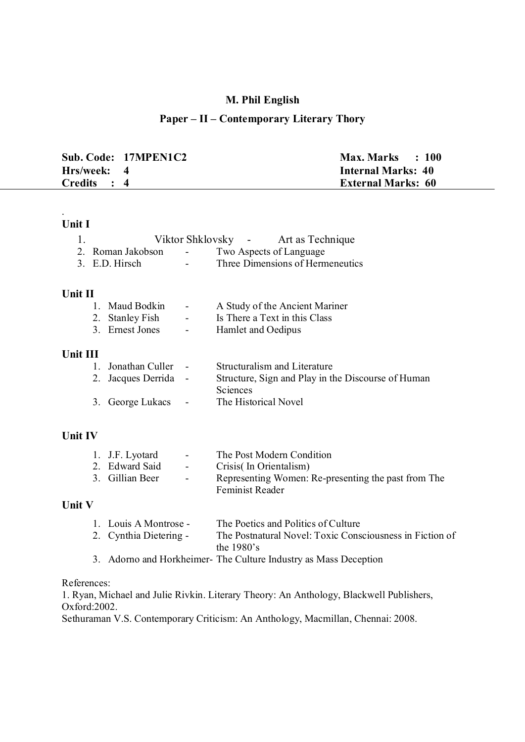# M. Phil English

## Paper – II – Contemporary Literary Thory

| **Sub. Code: 17MPEN1C2** | **Max. Marks : 100** |
|---|---|
| **Hrs/week: 4** | **Internal Marks: 40** |
| **Credits : 4** | **External Marks: 60** |

.

### Unit I

1. Viktor Shklovsky - Art as Technique
2. Roman Jakobson - Two Aspects of Language
3. E.D. Hirsch - Three Dimensions of Hermeneutics

### Unit II

1. Maud Bodkin - A Study of the Ancient Mariner
2. Stanley Fish - Is There a Text in this Class
3. Ernest Jones - Hamlet and Oedipus

### Unit III

1. Jonathan Culler - Structuralism and Literature
2. Jacques Derrida - Structure, Sign and Play in the Discourse of Human Sciences
3. George Lukacs - The Historical Novel

### Unit IV

1. J.F. Lyotard - The Post Modern Condition
2. Edward Said - Crisis( In Orientalism)
3. Gillian Beer - Representing Women: Re-presenting the past from The Feminist Reader

### Unit V

1. Louis A Montrose - The Poetics and Politics of Culture
2. Cynthia Dietering - The Postnatural Novel: Toxic Consciousness in Fiction of the 1980's
3. Adorno and Horkheimer- The Culture Industry as Mass Deception

References:

1. Ryan, Michael and Julie Rivkin. Literary Theory: An Anthology, Blackwell Publishers, Oxford:2002.

Sethuraman V.S. Contemporary Criticism: An Anthology, Macmillan, Chennai: 2008.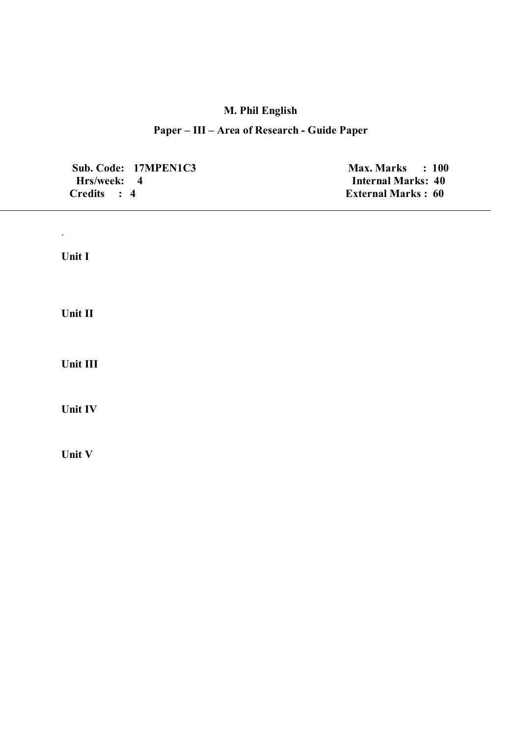**M. Phil English**

**Paper – III – Area of Research - Guide Paper**

| | |
|---|---|
| **Sub. Code: 17MPEN1C3** | **Max. Marks : 100** |
| **Hrs/week: 4** | **Internal Marks: 40** |
| **Credits : 4** | **External Marks : 60** |

---

.

**Unit I**

**Unit II**

**Unit III**

**Unit IV**

**Unit V**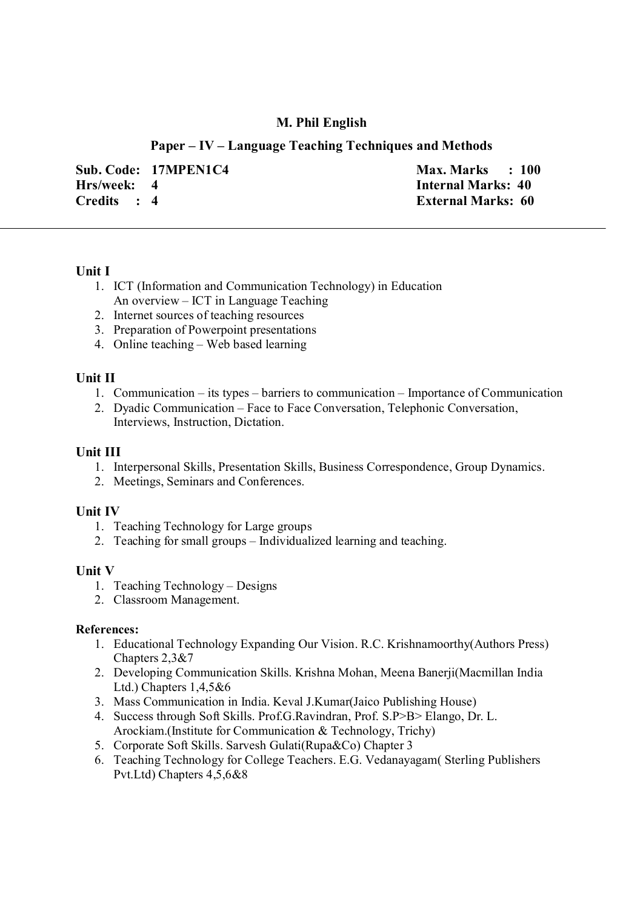**M. Phil English**

**Paper – IV – Language Teaching Techniques and Methods**

| | |
|---|---|
| **Sub. Code: 17MPEN1C4** | **Max. Marks : 100** |
| **Hrs/week: 4** | **Internal Marks: 40** |
| **Credits : 4** | **External Marks: 60** |

---

**Unit I**

1. ICT (Information and Communication Technology) in Education
   An overview – ICT in Language Teaching
2. Internet sources of teaching resources
3. Preparation of Powerpoint presentations
4. Online teaching – Web based learning

**Unit II**

1. Communication – its types – barriers to communication – Importance of Communication
2. Dyadic Communication – Face to Face Conversation, Telephonic Conversation, Interviews, Instruction, Dictation.

**Unit III**

1. Interpersonal Skills, Presentation Skills, Business Correspondence, Group Dynamics.
2. Meetings, Seminars and Conferences.

**Unit IV**

1. Teaching Technology for Large groups
2. Teaching for small groups – Individualized learning and teaching.

**Unit V**

1. Teaching Technology – Designs
2. Classroom Management.

**References:**

1. Educational Technology Expanding Our Vision. R.C. Krishnamoorthy(Authors Press) Chapters 2,3&7
2. Developing Communication Skills. Krishna Mohan, Meena Banerji(Macmillan India Ltd.) Chapters 1,4,5&6
3. Mass Communication in India. Keval J.Kumar(Jaico Publishing House)
4. Success through Soft Skills. Prof.G.Ravindran, Prof. S.P>B> Elango, Dr. L. Arockiam.(Institute for Communication & Technology, Trichy)
5. Corporate Soft Skills. Sarvesh Gulati(Rupa&Co) Chapter 3
6. Teaching Technology for College Teachers. E.G. Vedanayagam( Sterling Publishers Pvt.Ltd) Chapters 4,5,6&8